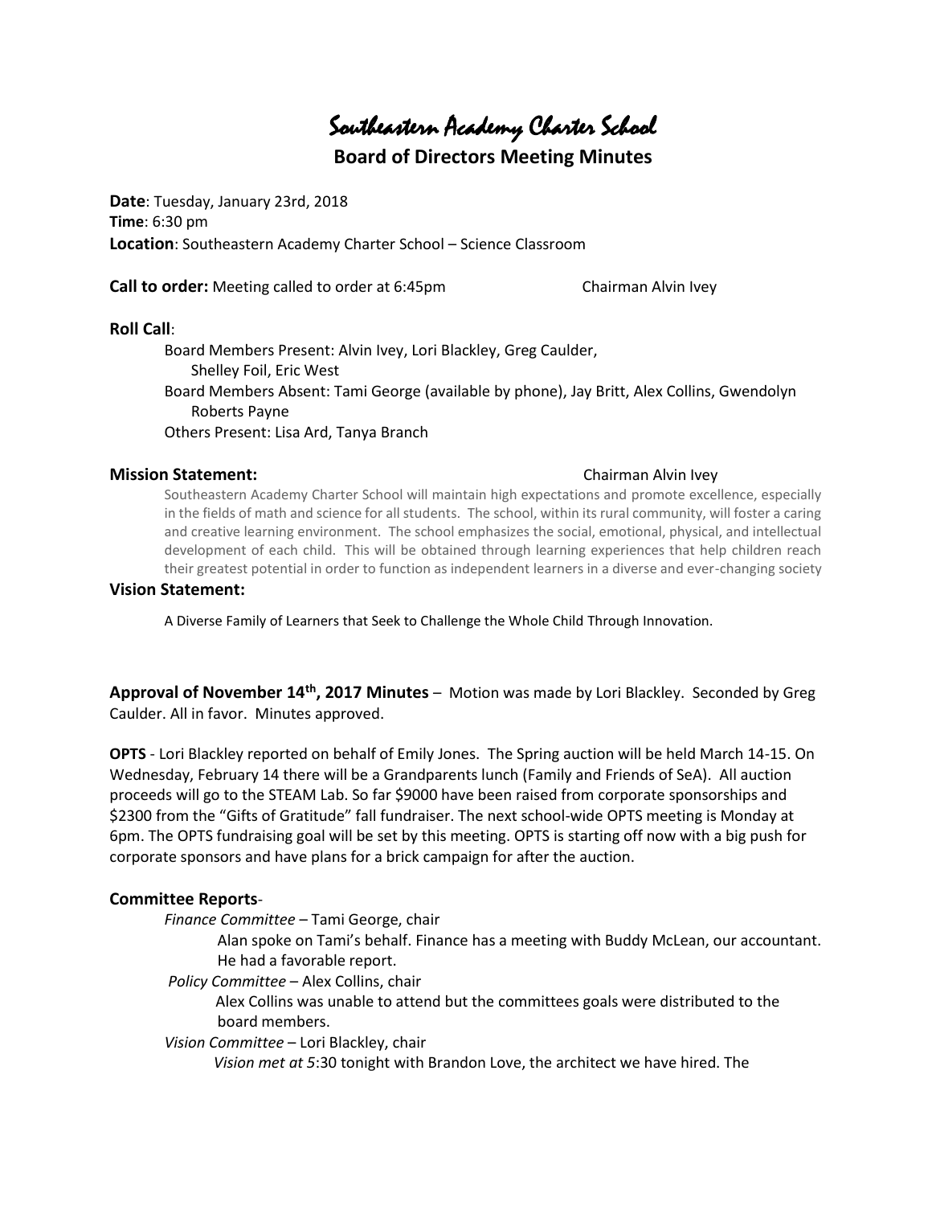# Southeastern Academy Charter School

## Board of Directors Meeting Minutes

**Date**: Tuesday, January 23rd, 2018
**Time**: 6:30 pm
**Location**: Southeastern Academy Charter School – Science Classroom

**Call to order:** Meeting called to order at 6:45pm Chairman Alvin Ivey

### Roll Call:

Board Members Present: Alvin Ivey, Lori Blackley, Greg Caulder, Shelley Foil, Eric West
Board Members Absent: Tami George (available by phone), Jay Britt, Alex Collins, Gwendolyn Roberts Payne
Others Present: Lisa Ard, Tanya Branch

### Mission Statement: Chairman Alvin Ivey

Southeastern Academy Charter School will maintain high expectations and promote excellence, especially in the fields of math and science for all students. The school, within its rural community, will foster a caring and creative learning environment. The school emphasizes the social, emotional, physical, and intellectual development of each child. This will be obtained through learning experiences that help children reach their greatest potential in order to function as independent learners in a diverse and ever-changing society

### Vision Statement:

A Diverse Family of Learners that Seek to Challenge the Whole Child Through Innovation.

**Approval of November 14th, 2017 Minutes** – Motion was made by Lori Blackley. Seconded by Greg Caulder. All in favor. Minutes approved.

**OPTS** - Lori Blackley reported on behalf of Emily Jones. The Spring auction will be held March 14-15. On Wednesday, February 14 there will be a Grandparents lunch (Family and Friends of SeA). All auction proceeds will go to the STEAM Lab. So far $9000 have been raised from corporate sponsorships and $2300 from the "Gifts of Gratitude" fall fundraiser. The next school-wide OPTS meeting is Monday at 6pm. The OPTS fundraising goal will be set by this meeting. OPTS is starting off now with a big push for corporate sponsors and have plans for a brick campaign for after the auction.

### Committee Reports-

*Finance Committee* – Tami George, chair

Alan spoke on Tami's behalf. Finance has a meeting with Buddy McLean, our accountant. He had a favorable report.

*Policy Committee* – Alex Collins, chair

Alex Collins was unable to attend but the committees goals were distributed to the board members.

*Vision Committee* – Lori Blackley, chair

*Vision met at 5*:30 tonight with Brandon Love, the architect we have hired. The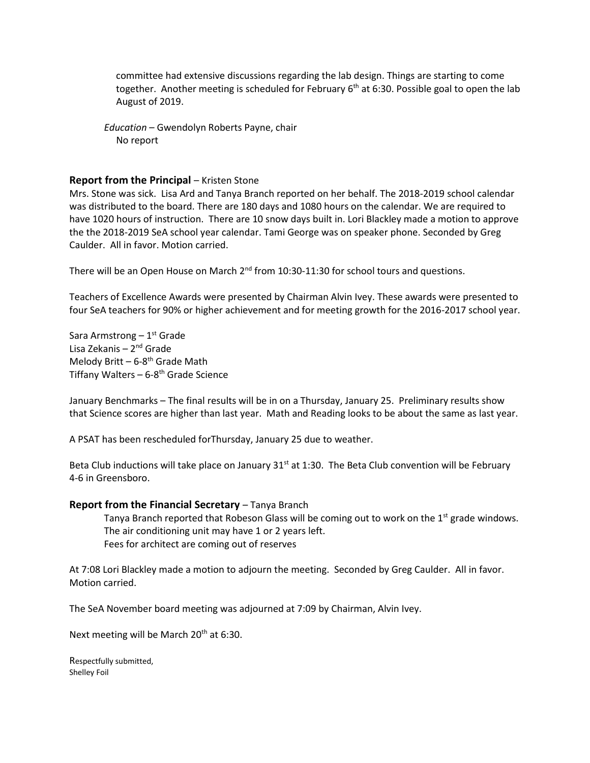committee had extensive discussions regarding the lab design. Things are starting to come together. Another meeting is scheduled for February 6th at 6:30. Possible goal to open the lab August of 2019.

*Education* – Gwendolyn Roberts Payne, chair
No report

### **Report from the Principal** – Kristen Stone

Mrs. Stone was sick. Lisa Ard and Tanya Branch reported on her behalf. The 2018-2019 school calendar was distributed to the board. There are 180 days and 1080 hours on the calendar. We are required to have 1020 hours of instruction. There are 10 snow days built in. Lori Blackley made a motion to approve the the 2018-2019 SeA school year calendar. Tami George was on speaker phone. Seconded by Greg Caulder. All in favor. Motion carried.

There will be an Open House on March 2nd from 10:30-11:30 for school tours and questions.

Teachers of Excellence Awards were presented by Chairman Alvin Ivey. These awards were presented to four SeA teachers for 90% or higher achievement and for meeting growth for the 2016-2017 school year.

Sara Armstrong – 1st Grade
Lisa Zekanis – 2nd Grade
Melody Britt – 6-8th Grade Math
Tiffany Walters – 6-8th Grade Science

January Benchmarks – The final results will be in on a Thursday, January 25. Preliminary results show that Science scores are higher than last year. Math and Reading looks to be about the same as last year.

A PSAT has been rescheduled forThursday, January 25 due to weather.

Beta Club inductions will take place on January 31st at 1:30. The Beta Club convention will be February 4-6 in Greensboro.

### **Report from the Financial Secretary** – Tanya Branch

Tanya Branch reported that Robeson Glass will be coming out to work on the 1st grade windows.
The air conditioning unit may have 1 or 2 years left.
Fees for architect are coming out of reserves

At 7:08 Lori Blackley made a motion to adjourn the meeting. Seconded by Greg Caulder. All in favor. Motion carried.

The SeA November board meeting was adjourned at 7:09 by Chairman, Alvin Ivey.

Next meeting will be March 20th at 6:30.

Respectfully submitted,
Shelley Foil